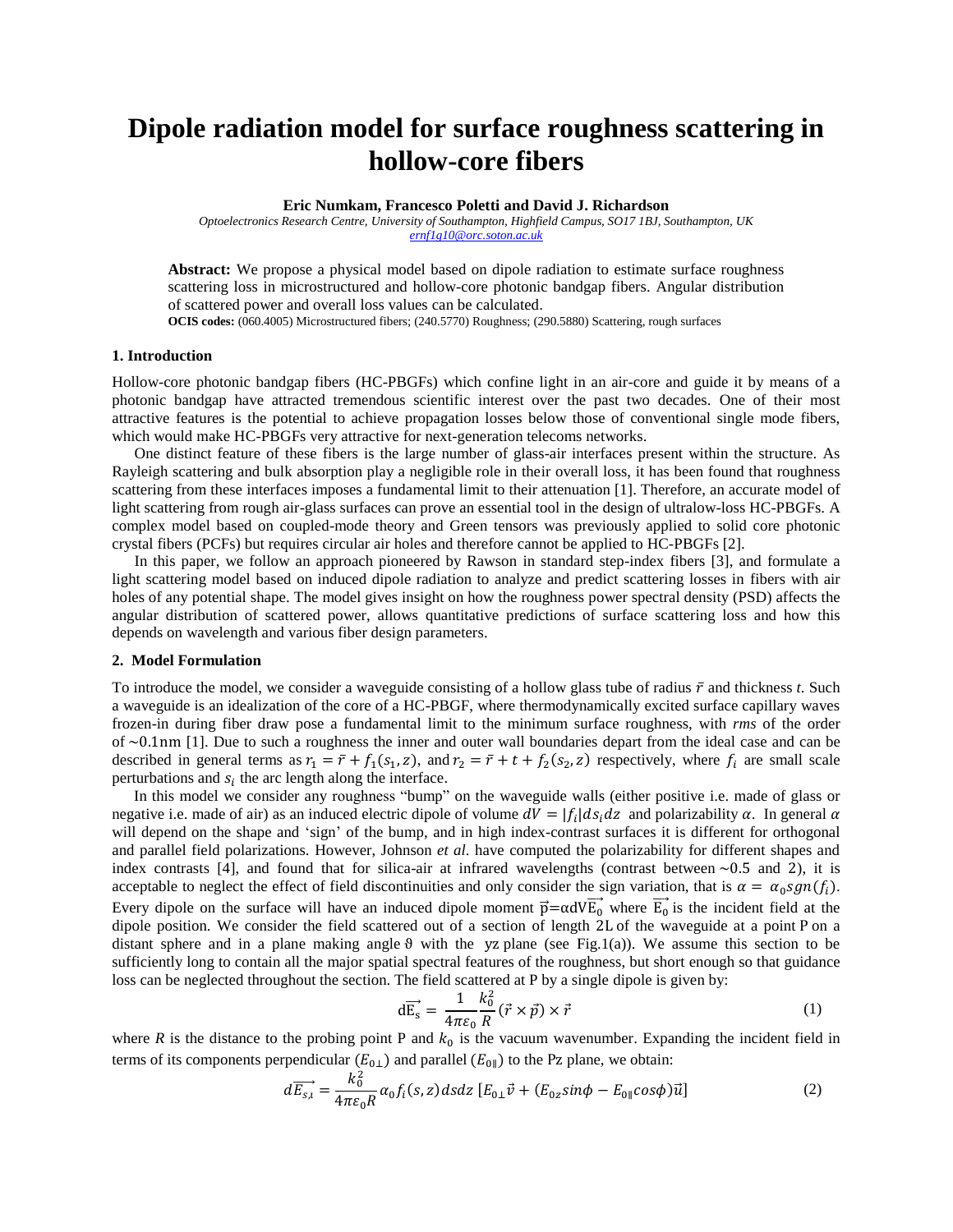# Dipole radiation model for surface roughness scattering in hollow-core fibers

**Eric Numkam, Francesco Poletti and David J. Richardson**

*Optoelectronics Research Centre, University of Southampton, Highfield Campus, SO17 1BJ, Southampton, UK*
*ernf1g10@orc.soton.ac.uk*

**Abstract:** We propose a physical model based on dipole radiation to estimate surface roughness scattering loss in microstructured and hollow-core photonic bandgap fibers. Angular distribution of scattered power and overall loss values can be calculated.
**OCIS codes:** (060.4005) Microstructured fibers; (240.5770) Roughness; (290.5880) Scattering, rough surfaces

## 1. Introduction

Hollow-core photonic bandgap fibers (HC-PBGFs) which confine light in an air-core and guide it by means of a photonic bandgap have attracted tremendous scientific interest over the past two decades. One of their most attractive features is the potential to achieve propagation losses below those of conventional single mode fibers, which would make HC-PBGFs very attractive for next-generation telecoms networks.

One distinct feature of these fibers is the large number of glass-air interfaces present within the structure. As Rayleigh scattering and bulk absorption play a negligible role in their overall loss, it has been found that roughness scattering from these interfaces imposes a fundamental limit to their attenuation [1]. Therefore, an accurate model of light scattering from rough air-glass surfaces can prove an essential tool in the design of ultralow-loss HC-PBGFs. A complex model based on coupled-mode theory and Green tensors was previously applied to solid core photonic crystal fibers (PCFs) but requires circular air holes and therefore cannot be applied to HC-PBGFs [2].

In this paper, we follow an approach pioneered by Rawson in standard step-index fibers [3], and formulate a light scattering model based on induced dipole radiation to analyze and predict scattering losses in fibers with air holes of any potential shape. The model gives insight on how the roughness power spectral density (PSD) affects the angular distribution of scattered power, allows quantitative predictions of surface scattering loss and how this depends on wavelength and various fiber design parameters.

## 2. Model Formulation

To introduce the model, we consider a waveguide consisting of a hollow glass tube of radius $\bar{r}$ and thickness *t*. Such a waveguide is an idealization of the core of a HC-PBGF, where thermodynamically excited surface capillary waves frozen-in during fiber draw pose a fundamental limit to the minimum surface roughness, with *rms* of the order of ~0.1nm [1]. Due to such a roughness the inner and outer wall boundaries depart from the ideal case and can be described in general terms as $r_1 = \bar{r} + f_1(s_1, z)$, and $r_2 = \bar{r} + t + f_2(s_2, z)$ respectively, where $f_i$ are small scale perturbations and $s_i$ the arc length along the interface.

In this model we consider any roughness "bump" on the waveguide walls (either positive i.e. made of glass or negative i.e. made of air) as an induced electric dipole of volume $dV = |f_i| ds_i dz$ and polarizability $\alpha$. In general $\alpha$ will depend on the shape and 'sign' of the bump, and in high index-contrast surfaces it is different for orthogonal and parallel field polarizations. However, Johnson *et al*. have computed the polarizability for different shapes and index contrasts [4], and found that for silica-air at infrared wavelengths (contrast between ~0.5 and 2), it is acceptable to neglect the effect of field discontinuities and only consider the sign variation, that is $\alpha = \alpha_0 sgn(f_i)$. Every dipole on the surface will have an induced dipole moment $\vec{p} = \alpha dV \vec{E_0}$ where $\vec{E_0}$ is the incident field at the dipole position. We consider the field scattered out of a section of length 2L of the waveguide at a point P on a distant sphere and in a plane making angle $\vartheta$ with the yz plane (see Fig.1(a)). We assume this section to be sufficiently long to contain all the major spatial spectral features of the roughness, but short enough so that guidance loss can be neglected throughout the section. The field scattered at P by a single dipole is given by:

$$d\vec{E_s} = \frac{1}{4\pi\varepsilon_0} \frac{k_0^2}{R} (\vec{r} \times \vec{p}) \times \vec{r} \tag{1}$$

where *R* is the distance to the probing point P and $k_0$ is the vacuum wavenumber. Expanding the incident field in terms of its components perpendicular ($E_{0\perp}$) and parallel ($E_{0\parallel}$) to the Pz plane, we obtain:

$$d\overrightarrow{E_{s,\iota}} = \frac{k_0^2}{4\pi\varepsilon_0 R} \alpha_0 f_i(s, z) ds dz \left[E_{0\perp}\vec{v} + (E_{0z}\sin\phi - E_{0\parallel}\cos\phi)\vec{u}\right] \tag{2}$$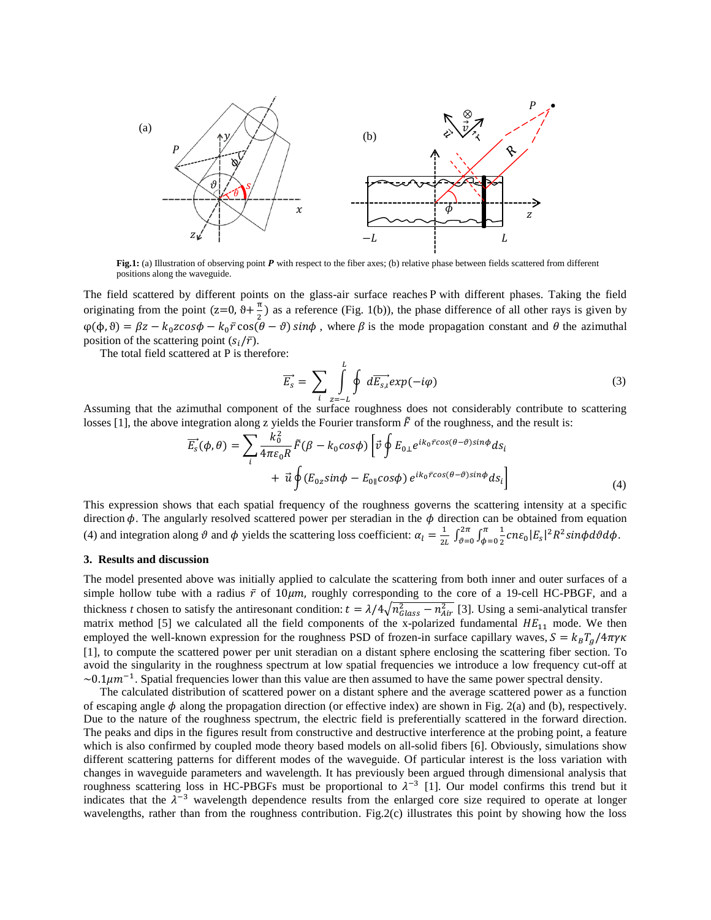**Fig.1:** (a) Illustration of observing point ***P*** with respect to the fiber axes; (b) relative phase between fields scattered from different positions along the waveguide.

The field scattered by different points on the glass-air surface reaches P with different phases. Taking the field originating from the point ($z=0$, $\vartheta+\frac{\pi}{2}$) as a reference (Fig. 1(b)), the phase difference of all other rays is given by $\varphi(\phi,\vartheta)=\beta z-k_0 z\cos\phi-k_0\bar{r}\cos(\theta-\vartheta)\sin\phi$ , where $\beta$ is the mode propagation constant and $\theta$ the azimuthal position of the scattering point ($s_i/\bar{r}$).

The total field scattered at P is therefore:

$$\vec{E_s}=\sum_i\int_{z=-L}^{L}\oint d\vec{E_{s,\iota}}exp(-i\varphi) \tag{3}$$

Assuming that the azimuthal component of the surface roughness does not considerably contribute to scattering losses [1], the above integration along z yields the Fourier transform $\tilde{F}$ of the roughness, and the result is:

$$\vec{E_s}(\phi,\theta)=\sum_i\frac{k_0^2}{4\pi\varepsilon_0 R}\tilde{F}(\beta-k_0\cos\phi)\left[\vec{v}\oint E_{0\perp}e^{ik_0\bar{r}\cos(\theta-\vartheta)\sin\phi}ds_i\right.$$
$$\left.+\ \vec{u}\oint(E_{0z}\sin\phi-E_{0\parallel}\cos\phi)\,e^{ik_0\bar{r}\cos(\theta-\vartheta)\sin\phi}ds_i\right] \tag{4}$$

This expression shows that each spatial frequency of the roughness governs the scattering intensity at a specific direction $\phi$. The angularly resolved scattered power per steradian in the $\phi$ direction can be obtained from equation (4) and integration along $\vartheta$ and $\phi$ yields the scattering loss coefficient: $\alpha_l=\frac{1}{2L}\int_{\vartheta=0}^{2\pi}\int_{\phi=0}^{\pi}\frac{1}{2}cn\varepsilon_0|E_s|^2R^2\sin\phi\, d\vartheta d\phi$.

### 3. Results and discussion

The model presented above was initially applied to calculate the scattering from both inner and outer surfaces of a simple hollow tube with a radius $\bar{r}$ of $10\mu m$, roughly corresponding to the core of a 19-cell HC-PBGF, and a thickness $t$ chosen to satisfy the antiresonant condition: $t=\lambda/4\sqrt{n_{Glass}^2-n_{Air}^2}$ [3]. Using a semi-analytical transfer matrix method [5] we calculated all the field components of the x-polarized fundamental $HE_{11}$ mode. We then employed the well-known expression for the roughness PSD of frozen-in surface capillary waves, $S=k_BT_g/4\pi\gamma\kappa$ [1], to compute the scattered power per unit steradian on a distant sphere enclosing the scattering fiber section. To avoid the singularity in the roughness spectrum at low spatial frequencies we introduce a low frequency cut-off at $\sim 0.1\mu m^{-1}$. Spatial frequencies lower than this value are then assumed to have the same power spectral density.

The calculated distribution of scattered power on a distant sphere and the average scattered power as a function of escaping angle $\phi$ along the propagation direction (or effective index) are shown in Fig. 2(a) and (b), respectively. Due to the nature of the roughness spectrum, the electric field is preferentially scattered in the forward direction. The peaks and dips in the figures result from constructive and destructive interference at the probing point, a feature which is also confirmed by coupled mode theory based models on all-solid fibers [6]. Obviously, simulations show different scattering patterns for different modes of the waveguide. Of particular interest is the loss variation with changes in waveguide parameters and wavelength. It has previously been argued through dimensional analysis that roughness scattering loss in HC-PBGFs must be proportional to $\lambda^{-3}$ [1]. Our model confirms this trend but it indicates that the $\lambda^{-3}$ wavelength dependence results from the enlarged core size required to operate at longer wavelengths, rather than from the roughness contribution. Fig.2(c) illustrates this point by showing how the loss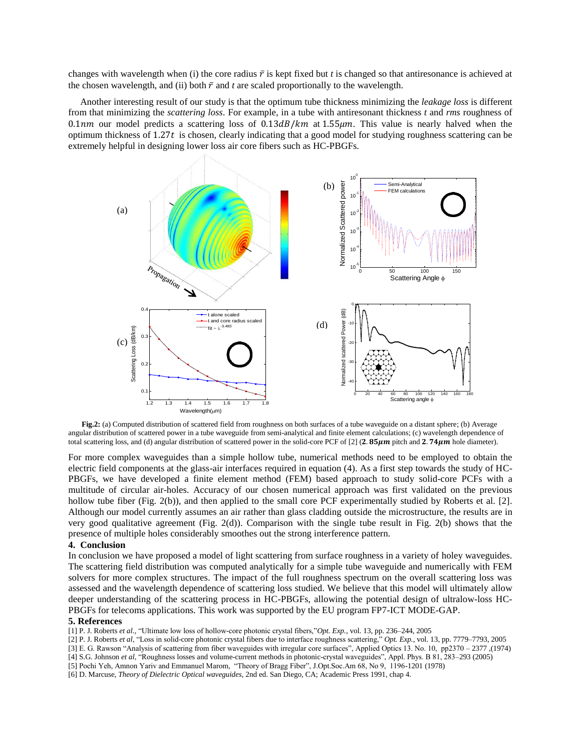changes with wavelength when (i) the core radius $\bar{r}$ is kept fixed but $t$ is changed so that antiresonance is achieved at the chosen wavelength, and (ii) both $\bar{r}$ and $t$ are scaled proportionally to the wavelength.

Another interesting result of our study is that the optimum tube thickness minimizing the *leakage loss* is different from that minimizing the *scattering loss*. For example, in a tube with antiresonant thickness $t$ and *rms* roughness of $0.1nm$ our model predicts a scattering loss of $0.13dB/km$ at $1.55\mu m$. This value is nearly halved when the optimum thickness of $1.27t$ is chosen, clearly indicating that a good model for studying roughness scattering can be extremely helpful in designing lower loss air core fibers such as HC-PBGFs.

(a)

Propagation

(b)

Normalized Scattered power

$10^{0}$
$10^{-1}$
$10^{-2}$
$10^{-3}$
$10^{-4}$
$10^{-5}$

Semi-Analytical
FEM calculations

0 50 100 150
Scattering Angle $\phi$

(c)

Scattering Loss (dB/km)

0.4
0.3
0.2
0.1

t alone scaled
t and core radius scaled
fit ~ $\lambda^{-3.483}$

1.2 1.3 1.4 1.5 1.6 1.7 1.8
Wavelength($\mu$m)

(d)

Normalized scattered Power (dB)

0
-10
-20
-30
-40

0 20 40 60 80 100 120 140 160 180
Scattering angle $\phi$

**Fig.2:** (a) Computed distribution of scattered field from roughness on both surfaces of a tube waveguide on a distant sphere; (b) Average angular distribution of scattered power in a tube waveguide from semi-analytical and finite element calculations; (c) wavelength dependence of total scattering loss, and (d) angular distribution of scattered power in the solid-core PCF of [2] (**$2.85\mu m$** pitch and **$2.74\mu m$** hole diameter).

For more complex waveguides than a simple hollow tube, numerical methods need to be employed to obtain the electric field components at the glass-air interfaces required in equation (4). As a first step towards the study of HC-PBGFs, we have developed a finite element method (FEM) based approach to study solid-core PCFs with a multitude of circular air-holes. Accuracy of our chosen numerical approach was first validated on the previous hollow tube fiber (Fig. 2(b)), and then applied to the small core PCF experimentally studied by Roberts et al. [2]. Although our model currently assumes an air rather than glass cladding outside the microstructure, the results are in very good qualitative agreement (Fig. 2(d)). Comparison with the single tube result in Fig. 2(b) shows that the presence of multiple holes considerably smoothes out the strong interference pattern.

## 4. Conclusion

In conclusion we have proposed a model of light scattering from surface roughness in a variety of holey waveguides. The scattering field distribution was computed analytically for a simple tube waveguide and numerically with FEM solvers for more complex structures. The impact of the full roughness spectrum on the overall scattering loss was assessed and the wavelength dependence of scattering loss studied. We believe that this model will ultimately allow deeper understanding of the scattering process in HC-PBGFs, allowing the potential design of ultralow-loss HC-PBGFs for telecoms applications. This work was supported by the EU program FP7-ICT MODE-GAP.

## 5. References

[1] P. J. Roberts *et al.*, "Ultimate low loss of hollow-core photonic crystal fibers,"*Opt. Exp.*, vol. 13, pp. 236–244, 2005

[2] P. J. Roberts *et al*, "Loss in solid-core photonic crystal fibers due to interface roughness scattering," *Opt. Exp.*, vol. 13, pp. 7779–7793, 2005

[3] E. G. Rawson "Analysis of scattering from fiber waveguides with irregular core surfaces", Applied Optics 13. No. 10, pp2370 – 2377 ,(1974)

[4] S.G. Johnson *et al*, "Roughness losses and volume-current methods in photonic-crystal waveguides", Appl. Phys. B 81, 283–293 (2005)

[5] Pochi Yeh, Amnon Yariv and Emmanuel Marom, "Theory of Bragg Fiber", J.Opt.Soc.Am 68, No 9, 1196-1201 (1978)

[6] D. Marcuse, *Theory of Dielectric Optical waveguides*, 2nd ed. San Diego, CA; Academic Press 1991, chap 4.